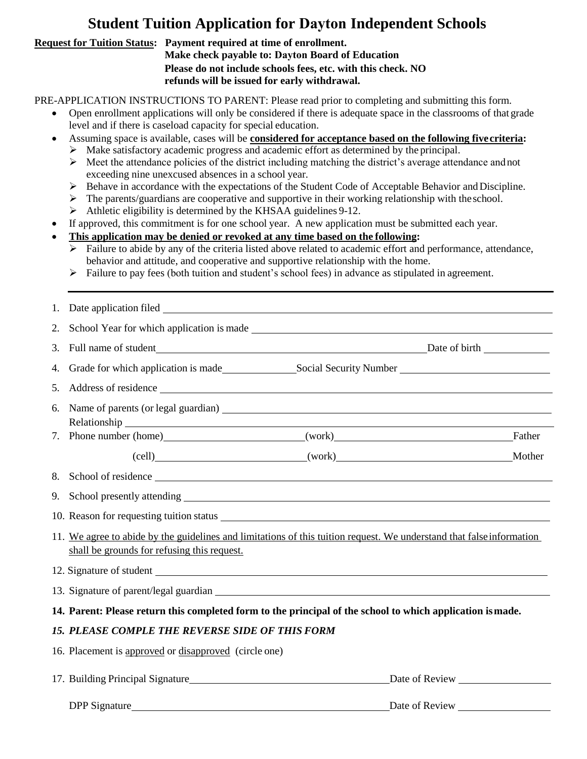# Student Tuition Application for Dayton Independent Schools

**Request for Tuition Status:** **Payment required at time of enrollment.**
**Make check payable to: Dayton Board of Education**
**Please do not include schools fees, etc. with this check. NO refunds will be issued for early withdrawal.**

PRE-APPLICATION INSTRUCTIONS TO PARENT: Please read prior to completing and submitting this form.

- Open enrollment applications will only be considered if there is adequate space in the classrooms of that grade level and if there is caseload capacity for special education.
- Assuming space is available, cases will be **considered for acceptance based on the following five criteria:**
  - Make satisfactory academic progress and academic effort as determined by the principal.
  - Meet the attendance policies of the district including matching the district's average attendance and not exceeding nine unexcused absences in a school year.
  - Behave in accordance with the expectations of the Student Code of Acceptable Behavior and Discipline.
  - The parents/guardians are cooperative and supportive in their working relationship with the school.
  - Athletic eligibility is determined by the KHSAA guidelines 9-12.
- If approved, this commitment is for one school year. A new application must be submitted each year.
- **This application may be denied or revoked at any time based on the following:**
  - Failure to abide by any of the criteria listed above related to academic effort and performance, attendance, behavior and attitude, and cooperative and supportive relationship with the home.
  - Failure to pay fees (both tuition and student's school fees) in advance as stipulated in agreement.

---

1. Date application filed ______________________
2. School Year for which application is made ______________________
3. Full name of student ______________________ Date of birth ____________
4. Grade for which application is made ____________ Social Security Number ______________________
5. Address of residence ______________________
6. Name of parents (or legal guardian) ______________________
   Relationship ______________________
7. Phone number (home) ____________ (work) ____________ Father
   (cell) ____________ (work) ____________ Mother
8. School of residence ______________________
9. School presently attending ______________________
10. Reason for requesting tuition status ______________________
11. We agree to abide by the guidelines and limitations of this tuition request. We understand that false information shall be grounds for refusing this request.
12. Signature of student ______________________
13. Signature of parent/legal guardian ______________________
14. **Parent: Please return this completed form to the principal of the school to which application is made.**
15. ***PLEASE COMPLE THE REVERSE SIDE OF THIS FORM***
16. Placement is approved or disapproved (circle one)
17. Building Principal Signature ______________________ Date of Review ____________

    DPP Signature ______________________ Date of Review ____________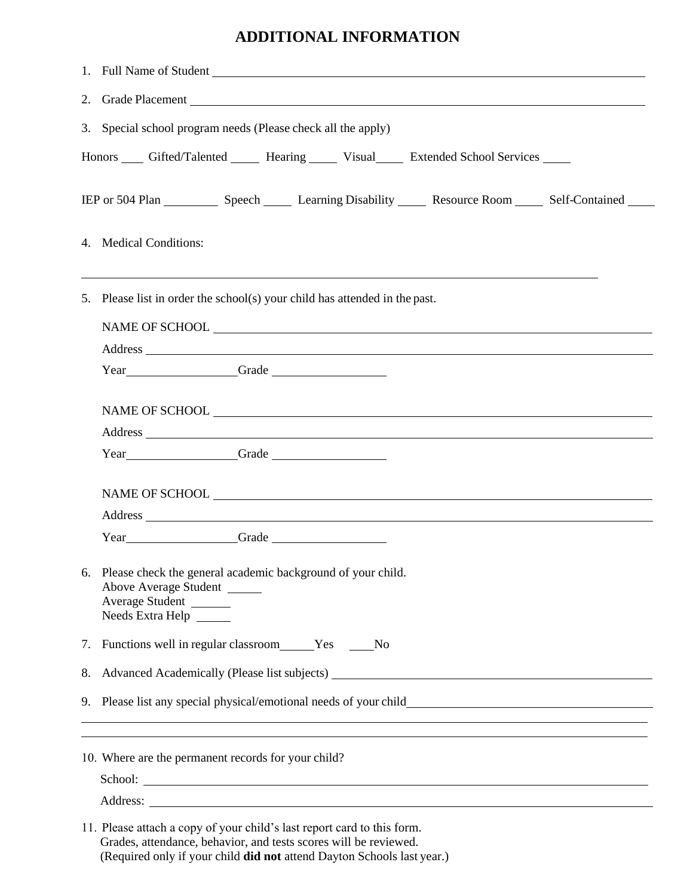# ADDITIONAL INFORMATION

1. Full Name of Student ____________________________________________

2. Grade Placement ____________________________________________

3. Special school program needs (Please check all the apply)

Honors ___ Gifted/Talented ____ Hearing ____ Visual____ Extended School Services ____

IEP or 504 Plan ________ Speech ____ Learning Disability ____ Resource Room ____ Self-Contained ____

4. Medical Conditions:

____________________________________________

5. Please list in order the school(s) your child has attended in the past.

   NAME OF SCHOOL ____________________________________________

   Address ____________________________________________

   Year________________Grade ________________

   NAME OF SCHOOL ____________________________________________

   Address ____________________________________________

   Year________________Grade ________________

   NAME OF SCHOOL ____________________________________________

   Address ____________________________________________

   Year________________Grade ________________

6. Please check the general academic background of your child.
   Above Average Student _____
   Average Student _____
   Needs Extra Help _____

7. Functions well in regular classroom_____Yes ____No

8. Advanced Academically (Please list subjects) ____________________________________________

9. Please list any special physical/emotional needs of your child____________________________________________

____________________________________________

____________________________________________

10. Where are the permanent records for your child?

    School: ____________________________________________

    Address: ____________________________________________

11. Please attach a copy of your child's last report card to this form.
    Grades, attendance, behavior, and tests scores will be reviewed.
    (Required only if your child **did not** attend Dayton Schools last year.)